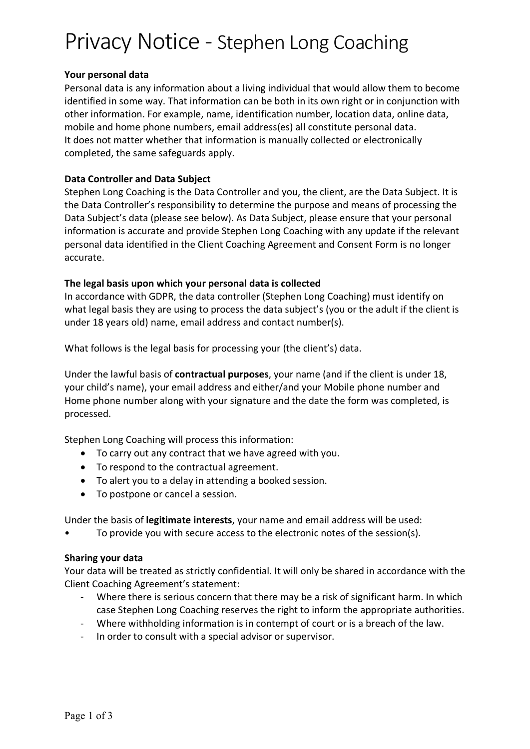# Privacy Notice - Stephen Long Coaching

**Your personal data**

Personal data is any information about a living individual that would allow them to become identified in some way. That information can be both in its own right or in conjunction with other information. For example, name, identification number, location data, online data, mobile and home phone numbers, email address(es) all constitute personal data.
It does not matter whether that information is manually collected or electronically completed, the same safeguards apply.

**Data Controller and Data Subject**

Stephen Long Coaching is the Data Controller and you, the client, are the Data Subject. It is the Data Controller's responsibility to determine the purpose and means of processing the Data Subject's data (please see below). As Data Subject, please ensure that your personal information is accurate and provide Stephen Long Coaching with any update if the relevant personal data identified in the Client Coaching Agreement and Consent Form is no longer accurate.

**The legal basis upon which your personal data is collected**

In accordance with GDPR, the data controller (Stephen Long Coaching) must identify on what legal basis they are using to process the data subject's (you or the adult if the client is under 18 years old) name, email address and contact number(s).

What follows is the legal basis for processing your (the client's) data.

Under the lawful basis of **contractual purposes**, your name (and if the client is under 18, your child's name), your email address and either/and your Mobile phone number and Home phone number along with your signature and the date the form was completed, is processed.

Stephen Long Coaching will process this information:

- To carry out any contract that we have agreed with you.
- To respond to the contractual agreement.
- To alert you to a delay in attending a booked session.
- To postpone or cancel a session.

Under the basis of **legitimate interests**, your name and email address will be used:

- To provide you with secure access to the electronic notes of the session(s).

**Sharing your data**

Your data will be treated as strictly confidential. It will only be shared in accordance with the Client Coaching Agreement's statement:

- Where there is serious concern that there may be a risk of significant harm. In which case Stephen Long Coaching reserves the right to inform the appropriate authorities.
- Where withholding information is in contempt of court or is a breach of the law.
- In order to consult with a special advisor or supervisor.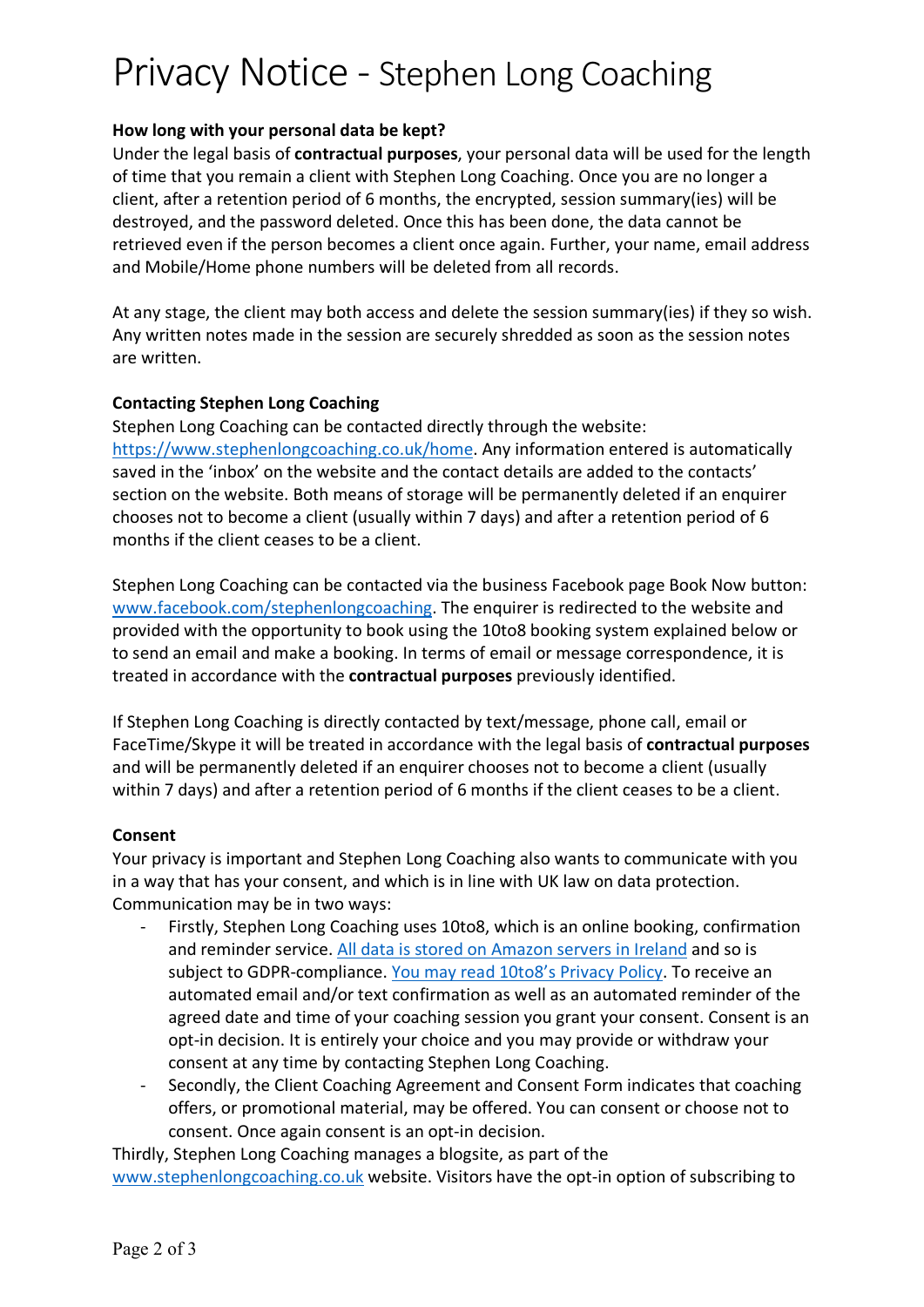# Privacy Notice - Stephen Long Coaching

**How long with your personal data be kept?**

Under the legal basis of **contractual purposes**, your personal data will be used for the length of time that you remain a client with Stephen Long Coaching. Once you are no longer a client, after a retention period of 6 months, the encrypted, session summary(ies) will be destroyed, and the password deleted. Once this has been done, the data cannot be retrieved even if the person becomes a client once again. Further, your name, email address and Mobile/Home phone numbers will be deleted from all records.

At any stage, the client may both access and delete the session summary(ies) if they so wish. Any written notes made in the session are securely shredded as soon as the session notes are written.

**Contacting Stephen Long Coaching**

Stephen Long Coaching can be contacted directly through the website: [https://www.stephenlongcoaching.co.uk/home](https://www.stephenlongcoaching.co.uk/home). Any information entered is automatically saved in the 'inbox' on the website and the contact details are added to the contacts' section on the website. Both means of storage will be permanently deleted if an enquirer chooses not to become a client (usually within 7 days) and after a retention period of 6 months if the client ceases to be a client.

Stephen Long Coaching can be contacted via the business Facebook page Book Now button: [www.facebook.com/stephenlongcoaching](www.facebook.com/stephenlongcoaching). The enquirer is redirected to the website and provided with the opportunity to book using the 10to8 booking system explained below or to send an email and make a booking. In terms of email or message correspondence, it is treated in accordance with the **contractual purposes** previously identified.

If Stephen Long Coaching is directly contacted by text/message, phone call, email or FaceTime/Skype it will be treated in accordance with the legal basis of **contractual purposes** and will be permanently deleted if an enquirer chooses not to become a client (usually within 7 days) and after a retention period of 6 months if the client ceases to be a client.

**Consent**

Your privacy is important and Stephen Long Coaching also wants to communicate with you in a way that has your consent, and which is in line with UK law on data protection. Communication may be in two ways:

- Firstly, Stephen Long Coaching uses 10to8, which is an online booking, confirmation and reminder service. All data is stored on Amazon servers in Ireland and so is subject to GDPR-compliance. You may read 10to8's Privacy Policy. To receive an automated email and/or text confirmation as well as an automated reminder of the agreed date and time of your coaching session you grant your consent. Consent is an opt-in decision. It is entirely your choice and you may provide or withdraw your consent at any time by contacting Stephen Long Coaching.
- Secondly, the Client Coaching Agreement and Consent Form indicates that coaching offers, or promotional material, may be offered. You can consent or choose not to consent. Once again consent is an opt-in decision.

Thirdly, Stephen Long Coaching manages a blogsite, as part of the [www.stephenlongcoaching.co.uk](www.stephenlongcoaching.co.uk) website. Visitors have the opt-in option of subscribing to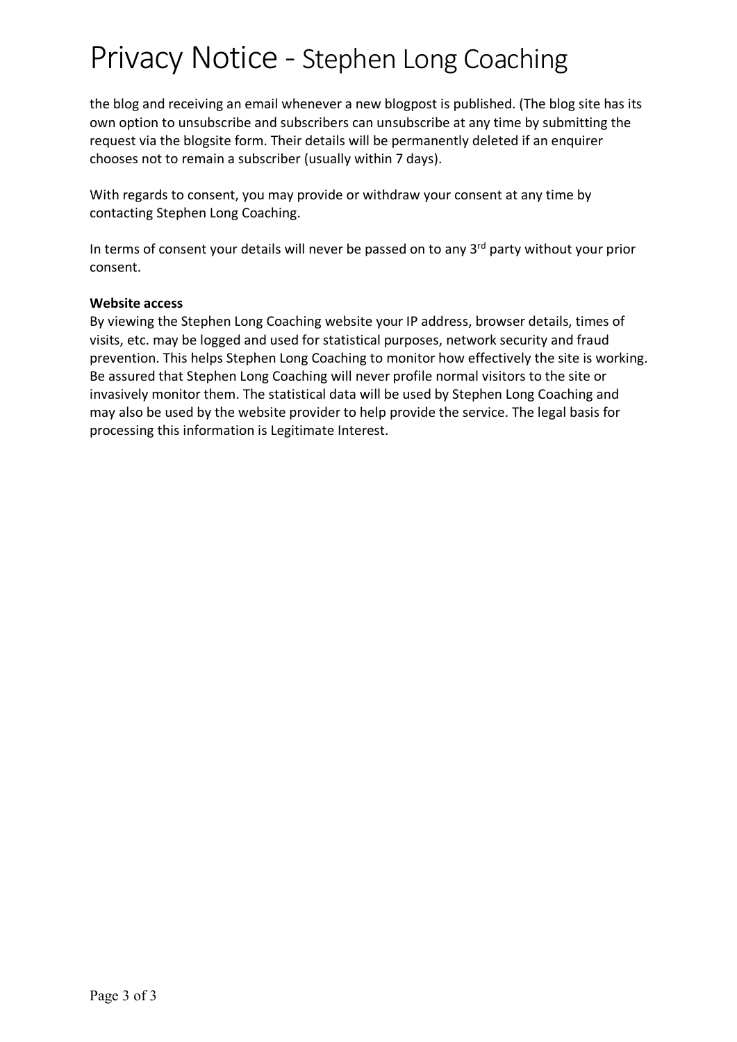the blog and receiving an email whenever a new blogpost is published. (The blog site has its own option to unsubscribe and subscribers can unsubscribe at any time by submitting the request via the blogsite form. Their details will be permanently deleted if an enquirer chooses not to remain a subscriber (usually within 7 days).

With regards to consent, you may provide or withdraw your consent at any time by contacting Stephen Long Coaching.

In terms of consent your details will never be passed on to any 3rd party without your prior consent.

**Website access**

By viewing the Stephen Long Coaching website your IP address, browser details, times of visits, etc. may be logged and used for statistical purposes, network security and fraud prevention. This helps Stephen Long Coaching to monitor how effectively the site is working. Be assured that Stephen Long Coaching will never profile normal visitors to the site or invasively monitor them. The statistical data will be used by Stephen Long Coaching and may also be used by the website provider to help provide the service. The legal basis for processing this information is Legitimate Interest.